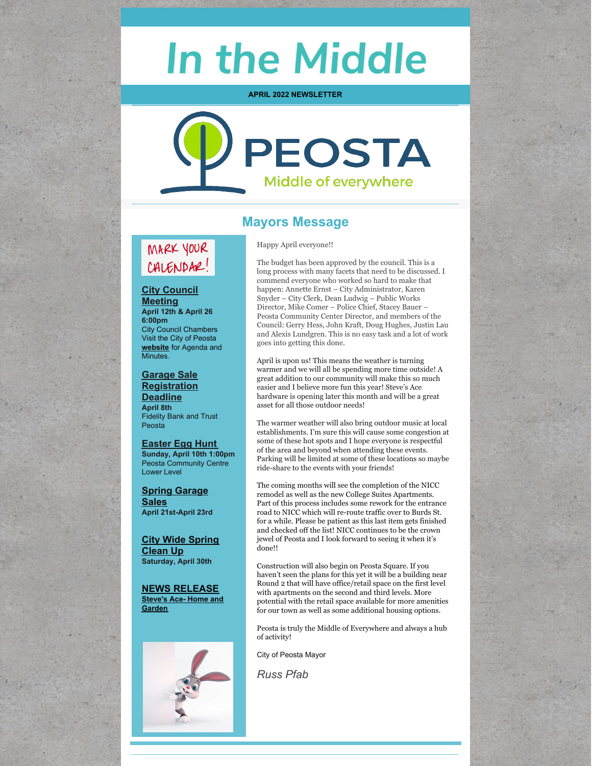# In the Middle

**APRIL 2022 NEWSLETTER**

PEOSTA

Middle of everywhere

## Mayors Message

MARK YOUR CALENDAR!

**City Council Meeting**
**April 12th & April 26**
**6:00pm**
City Council Chambers
Visit the City of Peosta **website** for Agenda and Minutes.

**Garage Sale Registration Deadline**
**April 8th**
Fidelity Bank and Trust Peosta

**Easter Egg Hunt**
**Sunday, April 10th 1:00pm**
Peosta Community Centre Lower Level

**Spring Garage Sales**
**April 21st-April 23rd**

**City Wide Spring Clean Up**
**Saturday, April 30th**

**NEWS RELEASE**
**Steve's Ace- Home and Garden**

Happy April everyone!!

The budget has been approved by the council. This is a long process with many facets that need to be discussed. I commend everyone who worked so hard to make that happen: Annette Ernst – City Administrator, Karen Snyder – City Clerk, Dean Ludwig – Public Works Director, Mike Comer – Police Chief, Stacey Bauer – Peosta Community Center Director, and members of the Council: Gerry Hess, John Kraft, Doug Hughes, Justin Lau and Alexis Lundgren. This is no easy task and a lot of work goes into getting this done.

April is upon us! This means the weather is turning warmer and we will all be spending more time outside! A great addition to our community will make this so much easier and I believe more fun this year! Steve's Ace hardware is opening later this month and will be a great asset for all those outdoor needs!

The warmer weather will also bring outdoor music at local establishments. I'm sure this will cause some congestion at some of these hot spots and I hope everyone is respectful of the area and beyond when attending these events. Parking will be limited at some of these locations so maybe ride-share to the events with your friends!

The coming months will see the completion of the NICC remodel as well as the new College Suites Apartments. Part of this process includes some rework for the entrance road to NICC which will re-route traffic over to Burds St. for a while. Please be patient as this last item gets finished and checked off the list! NICC continues to be the crown jewel of Peosta and I look forward to seeing it when it's done!!

Construction will also begin on Peosta Square. If you haven't seen the plans for this yet it will be a building near Round 2 that will have office/retail space on the first level with apartments on the second and third levels. More potential with the retail space available for more amenities for our town as well as some additional housing options.

Peosta is truly the Middle of Everywhere and always a hub of activity!

City of Peosta Mayor

*Russ Pfab*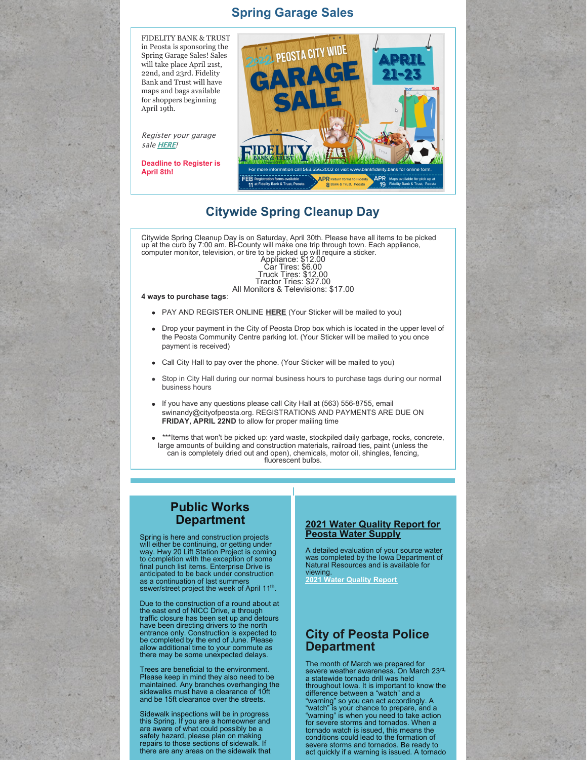## Spring Garage Sales

FIDELITY BANK & TRUST in Peosta is sponsoring the Spring Garage Sales! Sales will take place April 21st, 22nd, and 23rd. Fidelity Bank and Trust will have maps and bags available for shoppers beginning April 19th.

*Register your garage sale **HERE**!*

**Deadline to Register is April 8th!**

2022 PEOSTA CITY WIDE GARAGE SALE

APRIL 21-23

FIDELITY BANK & TRUST

For more information call 563.556.3002 or visit www.bankfidelity.bank for online form.

FEB 11 Registration forms available at Fidelity Bank & Trust, Peosta | APR 8 Return forms to Fidelity Bank & Trust, Peosta | APR 19 Maps available for pick up at Fidelity Bank & Trust, Peosta

## Citywide Spring Cleanup Day

Citywide Spring Cleanup Day is on Saturday, April 30th. Please have all items to be picked up at the curb by 7:00 am. Bi-County will make one trip through town. Each appliance, computer monitor, television, or tire to be picked up will require a sticker.

Appliance: $12.00
Car Tires: $6.00
Truck Tires: $12.00
Tractor Tries: $27.00
All Monitors & Televisions: $17.00

**4 ways to purchase tags**:

- PAY AND REGISTER ONLINE **HERE** (Your Sticker will be mailed to you)
- Drop your payment in the City of Peosta Drop box which is located in the upper level of the Peosta Community Centre parking lot. (Your Sticker will be mailed to you once payment is received)
- Call City Hall to pay over the phone. (Your Sticker will be mailed to you)
- Stop in City Hall during our normal business hours to purchase tags during our normal business hours
- If you have any questions please call City Hall at (563) 556-8755, email swinandy@cityofpeosta.org. REGISTRATIONS AND PAYMENTS ARE DUE ON **FRIDAY, APRIL 22ND** to allow for proper mailing time
- ***Items that won't be picked up: yard waste, stockpiled daily garbage, rocks, concrete, large amounts of building and construction materials, railroad ties, paint (unless the can is completely dried out and open), chemicals, motor oil, shingles, fencing, fluorescent bulbs.

## Public Works Department

Spring is here and construction projects will either be continuing, or getting under way. Hwy 20 Lift Station Project is coming to completion with the exception of some final punch list items. Enterprise Drive is anticipated to be back under construction as a continuation of last summers sewer/street project the week of April 11th.

Due to the construction of a round about at the east end of NICC Drive, a through traffic closure has been set up and detours have been directing drivers to the north entrance only. Construction is expected to be completed by the end of June. Please allow additional time to your commute as there may be some unexpected delays.

Trees are beneficial to the environment. Please keep in mind they also need to be maintained. Any branches overhanging the sidewalks must have a clearance of 10ft and be 15ft clearance over the streets.

Sidewalk inspections will be in progress this Spring. If you are a homeowner and are aware of what could possibly be a safety hazard, please plan on making repairs to those sections of sidewalk. If there are any areas on the sidewalk that

## 2021 Water Quality Report for Peosta Water Supply

A detailed evaluation of your source water was completed by the Iowa Department of Natural Resources and is available for viewing.
**2021 Water Quality Report**

## City of Peosta Police Department

The month of March we prepared for severe weather awareness. On March 23rd, a statewide tornado drill was held throughout Iowa. It is important to know the difference between a "watch" and a "warning" so you can act accordingly. A "watch" is your chance to prepare, and a "warning" is when you need to take action for severe storms and tornados. When a tornado watch is issued, this means the conditions could lead to the formation of severe storms and tornados. Be ready to act quickly if a warning is issued. A tornado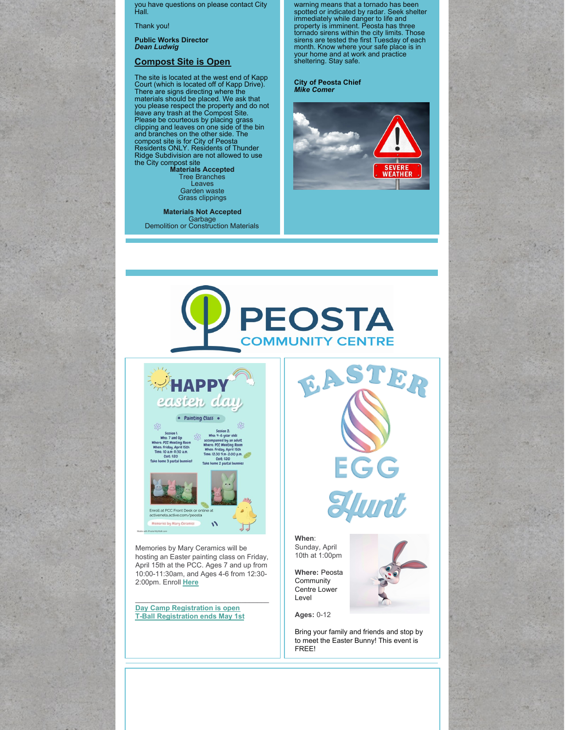you have questions on please contact City Hall.

Thank you!

**Public Works Director**
***Dean Ludwig***

## Compost Site is Open

The site is located at the west end of Kapp Court (which is located off of Kapp Drive). There are signs directing where the materials should be placed. We ask that you please respect the property and do not leave any trash at the Compost Site. Please be courteous by placing grass clipping and leaves on one side of the bin and branches on the other side. The compost site is for City of Peosta Residents ONLY. Residents of Thunder Ridge Subdivision are not allowed to use the City compost site

**Materials Accepted**
Tree Branches
Leaves
Garden waste
Grass clippings

**Materials Not Accepted**
Garbage
Demolition or Construction Materials

warning means that a tornado has been spotted or indicated by radar. Seek shelter immediately while danger to life and property is imminent. Peosta has three tornado sirens within the city limits. Those sirens are tested the first Tuesday of each month. Know where your safe place is in your home and at work and practice sheltering. Stay safe.

**City of Peosta Chief**
***Mike Comer***

# PEOSTA COMMUNITY CENTRE

Memories by Mary Ceramics will be hosting an Easter painting class on Friday, April 15th at the PCC. Ages 7 and up from 10:00-11:30am, and Ages 4-6 from 12:30-2:00pm. Enroll **Here**

**Day Camp Registration is open**
**T-Ball Registration ends May 1st**

## EASTER EGG Hunt

**When**: Sunday, April 10th at 1:00pm

**Where:** Peosta Community Centre Lower Level

**Ages:** 0-12

Bring your family and friends and stop by to meet the Easter Bunny! This event is FREE!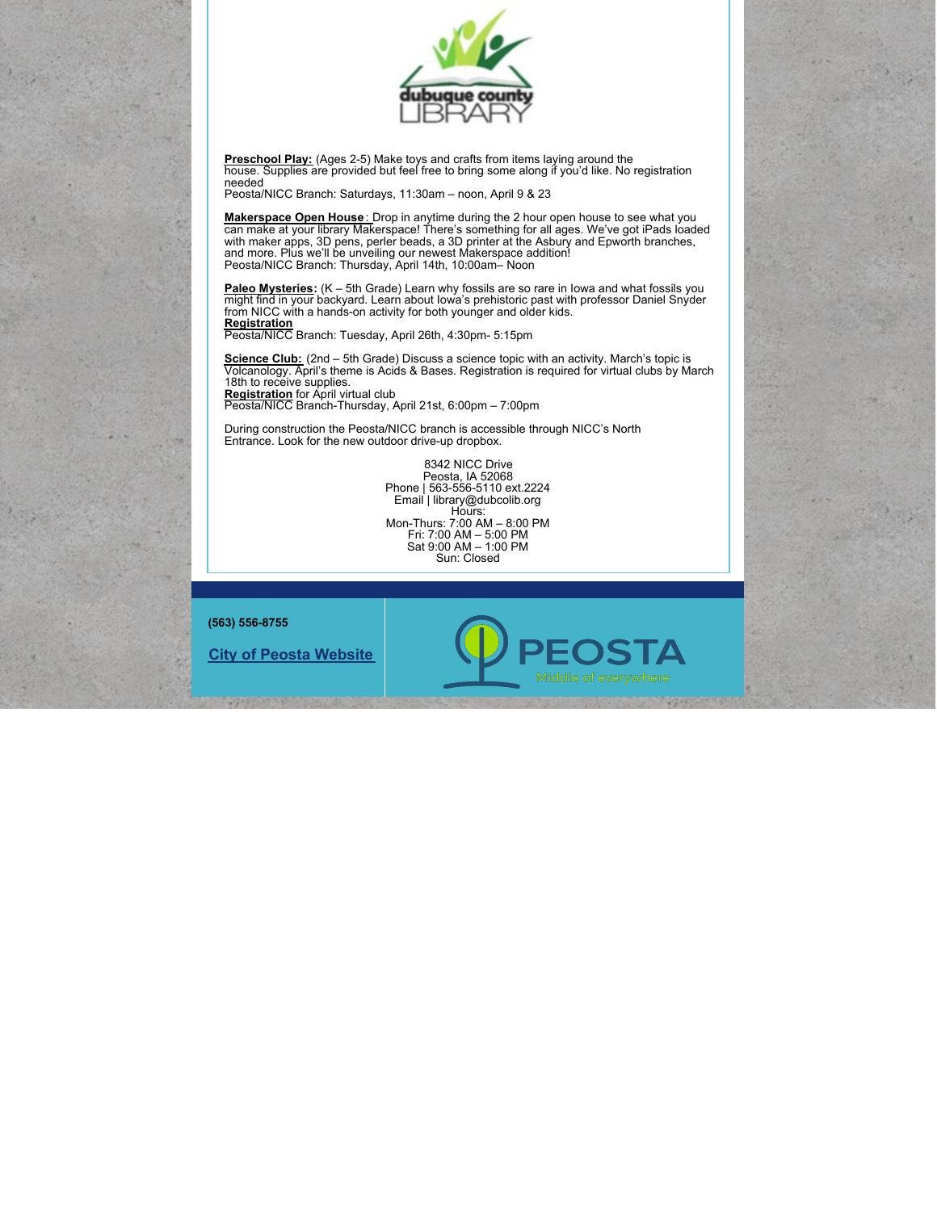**Preschool Play:** (Ages 2-5) Make toys and crafts from items laying around the house. Supplies are provided but feel free to bring some along if you'd like. No registration needed
Peosta/NICC Branch: Saturdays, 11:30am – noon, April 9 & 23

**Makerspace Open House**: Drop in anytime during the 2 hour open house to see what you can make at your library Makerspace! There's something for all ages. We've got iPads loaded with maker apps, 3D pens, perler beads, a 3D printer at the Asbury and Epworth branches, and more. Plus we'll be unveiling our newest Makerspace addition!
Peosta/NICC Branch: Thursday, April 14th, 10:00am– Noon

**Paleo Mysteries:** (K – 5th Grade) Learn why fossils are so rare in Iowa and what fossils you might find in your backyard. Learn about Iowa's prehistoric past with professor Daniel Snyder from NICC with a hands-on activity for both younger and older kids.
**Registration**
Peosta/NICC Branch: Tuesday, April 26th, 4:30pm- 5:15pm

**Science Club:** (2nd – 5th Grade) Discuss a science topic with an activity. March's topic is Volcanology. April's theme is Acids & Bases. Registration is required for virtual clubs by March 18th to receive supplies.
**Registration** for April virtual club
Peosta/NICC Branch-Thursday, April 21st, 6:00pm – 7:00pm

During construction the Peosta/NICC branch is accessible through NICC's North Entrance. Look for the new outdoor drive-up dropbox.

8342 NICC Drive
Peosta, IA 52068
Phone | 563-556-5110 ext.2224
Email | library@dubcolib.org
Hours:
Mon-Thurs: 7:00 AM – 8:00 PM
Fri: 7:00 AM – 5:00 PM
Sat 9:00 AM – 1:00 PM
Sun: Closed

**(563) 556-8755**

**City of Peosta Website**